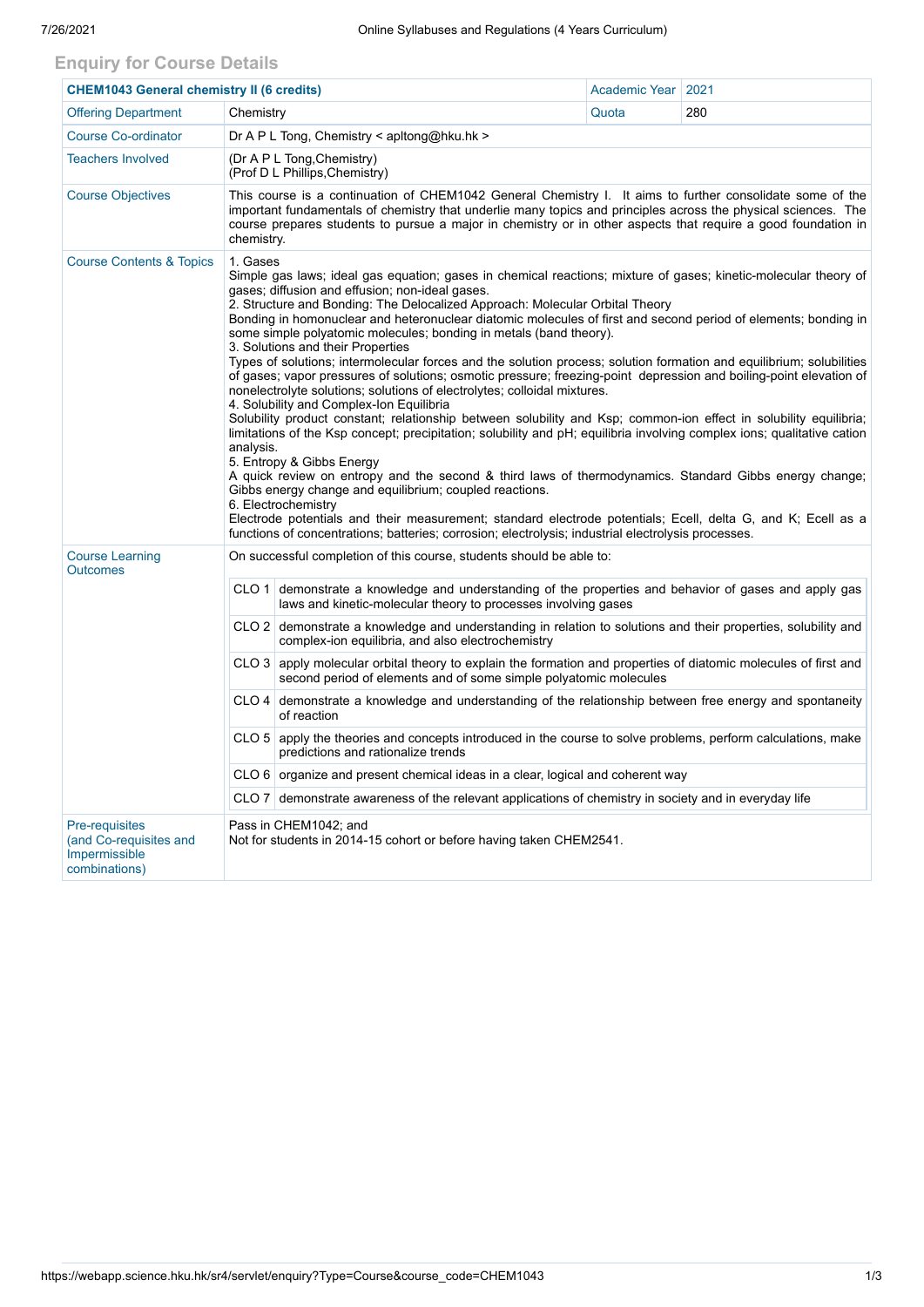## Enquiry for Course Details

| CHEM1043 General chemistry II (6 credits) | | Academic Year | 2021 |
|---|---|---|---|
| Offering Department | Chemistry | Quota | 280 |
| Course Co-ordinator | Dr A P L Tong, Chemistry < apltong@hku.hk > | | |
| Teachers Involved | (Dr A P L Tong,Chemistry)<br>(Prof D L Phillips,Chemistry) | | |
| Course Objectives | This course is a continuation of CHEM1042 General Chemistry I. It aims to further consolidate some of the important fundamentals of chemistry that underlie many topics and principles across the physical sciences. The course prepares students to pursue a major in chemistry or in other aspects that require a good foundation in chemistry. | | |
| Course Contents & Topics | 1. Gases<br>Simple gas laws; ideal gas equation; gases in chemical reactions; mixture of gases; kinetic-molecular theory of gases; diffusion and effusion; non-ideal gases.<br>2. Structure and Bonding: The Delocalized Approach: Molecular Orbital Theory<br>Bonding in homonuclear and heteronuclear diatomic molecules of first and second period of elements; bonding in some simple polyatomic molecules; bonding in metals (band theory).<br>3. Solutions and their Properties<br>Types of solutions; intermolecular forces and the solution process; solution formation and equilibrium; solubilities of gases; vapor pressures of solutions; osmotic pressure; freezing-point depression and boiling-point elevation of nonelectrolyte solutions; solutions of electrolytes; colloidal mixtures.<br>4. Solubility and Complex-Ion Equilibria<br>Solubility product constant; relationship between solubility and Ksp; common-ion effect in solubility equilibria; limitations of the Ksp concept; precipitation; solubility and pH; equilibria involving complex ions; qualitative cation analysis.<br>5. Entropy & Gibbs Energy<br>A quick review on entropy and the second & third laws of thermodynamics. Standard Gibbs energy change; Gibbs energy change and equilibrium; coupled reactions.<br>6. Electrochemistry<br>Electrode potentials and their measurement; standard electrode potentials; Ecell, delta G, and K; Ecell as a functions of concentrations; batteries; corrosion; electrolysis; industrial electrolysis processes. | | |
| Course Learning Outcomes | On successful completion of this course, students should be able to:<br>CLO 1: demonstrate a knowledge and understanding of the properties and behavior of gases and apply gas laws and kinetic-molecular theory to processes involving gases<br>CLO 2: demonstrate a knowledge and understanding in relation to solutions and their properties, solubility and complex-ion equilibria, and also electrochemistry<br>CLO 3: apply molecular orbital theory to explain the formation and properties of diatomic molecules of first and second period of elements and of some simple polyatomic molecules<br>CLO 4: demonstrate a knowledge and understanding of the relationship between free energy and spontaneity of reaction<br>CLO 5: apply the theories and concepts introduced in the course to solve problems, perform calculations, make predictions and rationalize trends<br>CLO 6: organize and present chemical ideas in a clear, logical and coherent way<br>CLO 7: demonstrate awareness of the relevant applications of chemistry in society and in everyday life | | |
| Pre-requisites (and Co-requisites and Impermissible combinations) | Pass in CHEM1042; and<br>Not for students in 2014-15 cohort or before having taken CHEM2541. | | |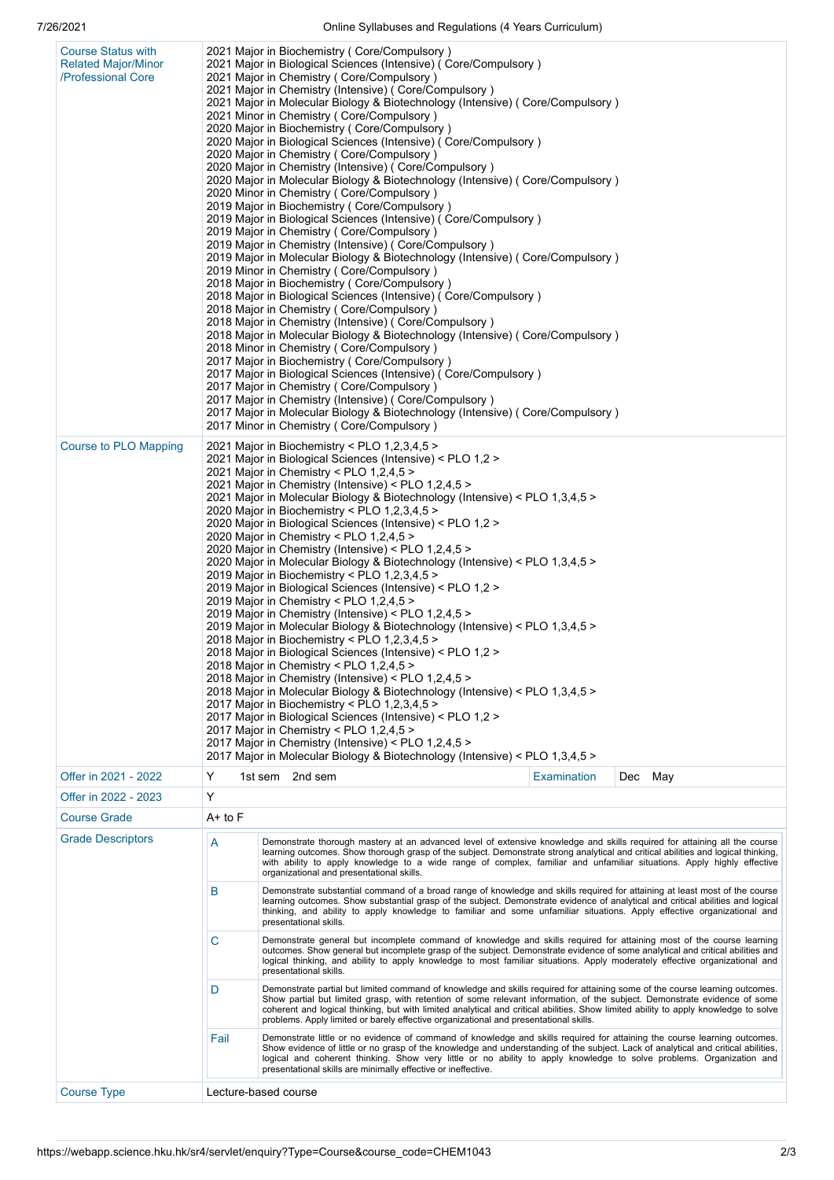| | |
|---|---|
| Course Status with Related Major/Minor /Professional Core | 2021 Major in Biochemistry ( Core/Compulsory )<br>2021 Major in Biological Sciences (Intensive) ( Core/Compulsory )<br>2021 Major in Chemistry ( Core/Compulsory )<br>2021 Major in Chemistry (Intensive) ( Core/Compulsory )<br>2021 Major in Molecular Biology & Biotechnology (Intensive) ( Core/Compulsory )<br>2021 Minor in Chemistry ( Core/Compulsory )<br>2020 Major in Biochemistry ( Core/Compulsory )<br>2020 Major in Biological Sciences (Intensive) ( Core/Compulsory )<br>2020 Major in Chemistry ( Core/Compulsory )<br>2020 Major in Chemistry (Intensive) ( Core/Compulsory )<br>2020 Major in Molecular Biology & Biotechnology (Intensive) ( Core/Compulsory )<br>2020 Minor in Chemistry ( Core/Compulsory )<br>2019 Major in Biochemistry ( Core/Compulsory )<br>2019 Major in Biological Sciences (Intensive) ( Core/Compulsory )<br>2019 Major in Chemistry ( Core/Compulsory )<br>2019 Major in Chemistry (Intensive) ( Core/Compulsory )<br>2019 Major in Molecular Biology & Biotechnology (Intensive) ( Core/Compulsory )<br>2019 Minor in Chemistry ( Core/Compulsory )<br>2018 Major in Biochemistry ( Core/Compulsory )<br>2018 Major in Biological Sciences (Intensive) ( Core/Compulsory )<br>2018 Major in Chemistry ( Core/Compulsory )<br>2018 Major in Chemistry (Intensive) ( Core/Compulsory )<br>2018 Major in Molecular Biology & Biotechnology (Intensive) ( Core/Compulsory )<br>2018 Minor in Chemistry ( Core/Compulsory )<br>2017 Major in Biochemistry ( Core/Compulsory )<br>2017 Major in Biological Sciences (Intensive) ( Core/Compulsory )<br>2017 Major in Chemistry ( Core/Compulsory )<br>2017 Major in Chemistry (Intensive) ( Core/Compulsory )<br>2017 Major in Molecular Biology & Biotechnology (Intensive) ( Core/Compulsory )<br>2017 Minor in Chemistry ( Core/Compulsory ) |
| Course to PLO Mapping | 2021 Major in Biochemistry < PLO 1,2,3,4,5 ><br>2021 Major in Biological Sciences (Intensive) < PLO 1,2 ><br>2021 Major in Chemistry < PLO 1,2,4,5 ><br>2021 Major in Chemistry (Intensive) < PLO 1,2,4,5 ><br>2021 Major in Molecular Biology & Biotechnology (Intensive) < PLO 1,3,4,5 ><br>2020 Major in Biochemistry < PLO 1,2,3,4,5 ><br>2020 Major in Biological Sciences (Intensive) < PLO 1,2 ><br>2020 Major in Chemistry < PLO 1,2,4,5 ><br>2020 Major in Chemistry (Intensive) < PLO 1,2,4,5 ><br>2020 Major in Molecular Biology & Biotechnology (Intensive) < PLO 1,3,4,5 ><br>2019 Major in Biochemistry < PLO 1,2,3,4,5 ><br>2019 Major in Biological Sciences (Intensive) < PLO 1,2 ><br>2019 Major in Chemistry < PLO 1,2,4,5 ><br>2019 Major in Chemistry (Intensive) < PLO 1,2,4,5 ><br>2019 Major in Molecular Biology & Biotechnology (Intensive) < PLO 1,3,4,5 ><br>2018 Major in Biochemistry < PLO 1,2,3,4,5 ><br>2018 Major in Biological Sciences (Intensive) < PLO 1,2 ><br>2018 Major in Chemistry < PLO 1,2,4,5 ><br>2018 Major in Chemistry (Intensive) < PLO 1,2,4,5 ><br>2018 Major in Molecular Biology & Biotechnology (Intensive) < PLO 1,3,4,5 ><br>2017 Major in Biochemistry < PLO 1,2,3,4,5 ><br>2017 Major in Biological Sciences (Intensive) < PLO 1,2 ><br>2017 Major in Chemistry < PLO 1,2,4,5 ><br>2017 Major in Chemistry (Intensive) < PLO 1,2,4,5 ><br>2017 Major in Molecular Biology & Biotechnology (Intensive) < PLO 1,3,4,5 > |
| Offer in 2021 - 2022 | Y 1st sem 2nd sem — Examination: Dec May |
| Offer in 2022 - 2023 | Y |
| Course Grade | A+ to F |
| Grade Descriptors | **A**: Demonstrate thorough mastery at an advanced level of extensive knowledge and skills required for attaining all the course learning outcomes. Show thorough grasp of the subject. Demonstrate strong analytical and critical abilities and logical thinking, with ability to apply knowledge to a wide range of complex, familiar and unfamiliar situations. Apply highly effective organizational and presentational skills.<br>**B**: Demonstrate substantial command of a broad range of knowledge and skills required for attaining at least most of the course learning outcomes. Show substantial grasp of the subject. Demonstrate evidence of analytical and critical abilities and logical thinking, and ability to apply knowledge to familiar and some unfamiliar situations. Apply effective organizational and presentational skills.<br>**C**: Demonstrate general but incomplete command of knowledge and skills required for attaining most of the course learning outcomes. Show general but incomplete grasp of the subject. Demonstrate evidence of some analytical and critical abilities and logical thinking, and ability to apply knowledge to most familiar situations. Apply moderately effective organizational and presentational skills.<br>**D**: Demonstrate partial but limited command of knowledge and skills required for attaining some of the course learning outcomes. Show partial but limited grasp, with retention of some relevant information, of the subject. Demonstrate evidence of some coherent and logical thinking, but with limited analytical and critical abilities. Show limited ability to apply knowledge to solve problems. Apply limited or barely effective organizational and presentational skills.<br>**Fail**: Demonstrate little or no evidence of command of knowledge and skills required for attaining the course learning outcomes. Show evidence of little or no grasp of the knowledge and understanding of the subject. Lack of analytical and critical abilities, logical and coherent thinking. Show very little or no ability to apply knowledge to solve problems. Organization and presentational skills are minimally effective or ineffective. |
| Course Type | Lecture-based course |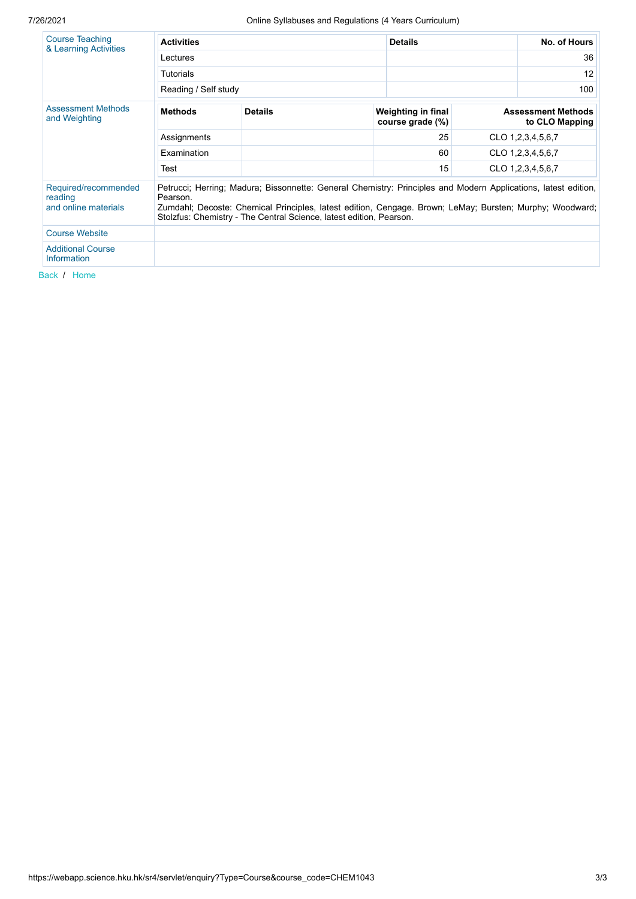| | |
|---|---|
| Course Teaching & Learning Activities | |

| Activities | Details | No. of Hours |
|---|---|---|
| Lectures | | 36 |
| Tutorials | | 12 |
| Reading / Self study | | 100 |

| | |
|---|---|
| Assessment Methods and Weighting | |

| Methods | Details | Weighting in final course grade (%) | Assessment Methods to CLO Mapping |
|---|---|---|---|
| Assignments | | 25 | CLO 1,2,3,4,5,6,7 |
| Examination | | 60 | CLO 1,2,3,4,5,6,7 |
| Test | | 15 | CLO 1,2,3,4,5,6,7 |

| | |
|---|---|
| Required/recommended reading and online materials | Petrucci; Herring; Madura; Bissonnette: General Chemistry: Principles and Modern Applications, latest edition, Pearson. Zumdahl; Decoste: Chemical Principles, latest edition, Cengage. Brown; LeMay; Bursten; Murphy; Woodward; Stolzfus: Chemistry - The Central Science, latest edition, Pearson. |
| Course Website | |
| Additional Course Information | |

Back / Home